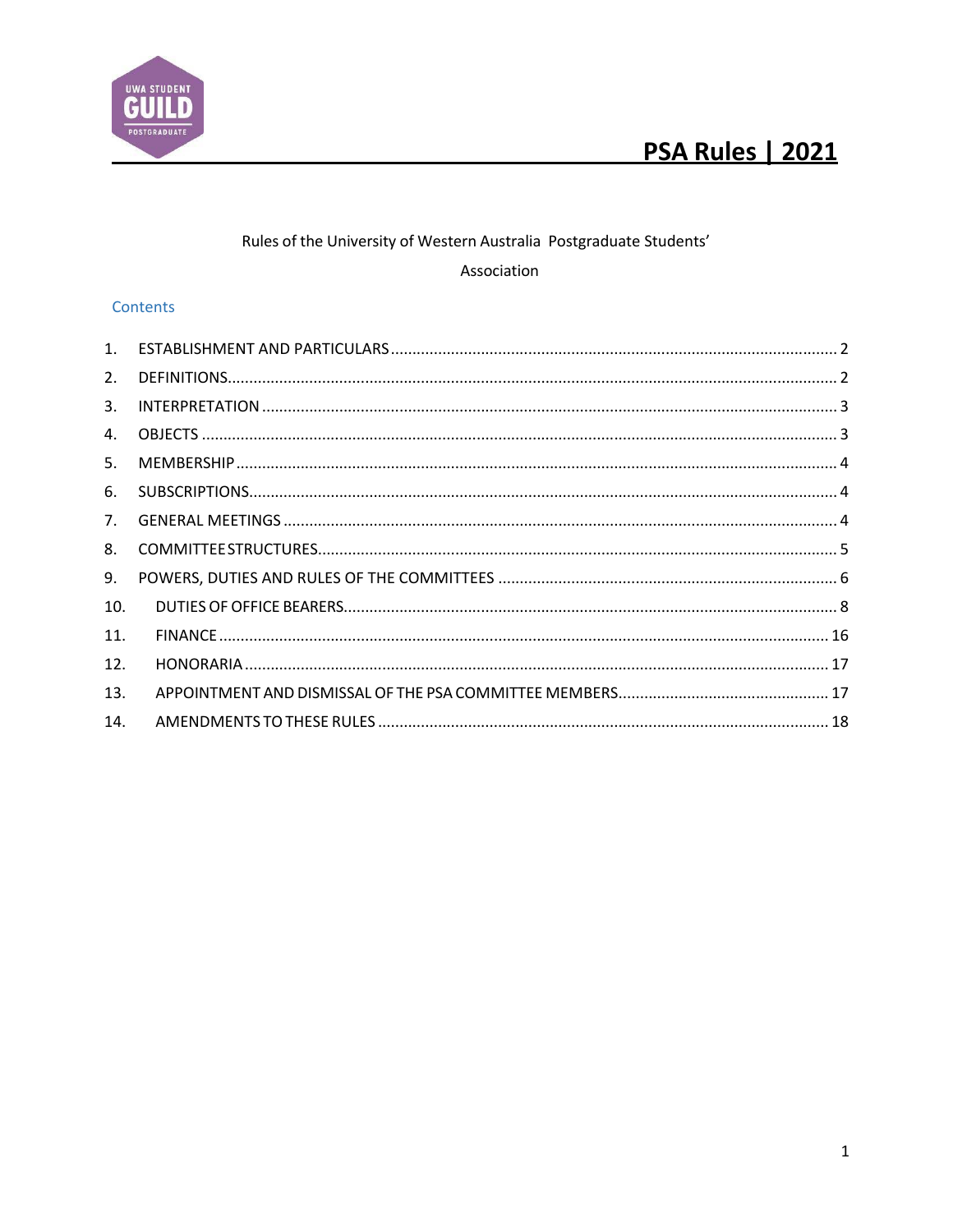# PSA Rules | 2021

Rules of the University of Western Australia Postgraduate Students' Association

## Contents

1. ESTABLISHMENT AND PARTICULARS ..... 2
2. DEFINITIONS ..... 2
3. INTERPRETATION ..... 3
4. OBJECTS ..... 3
5. MEMBERSHIP ..... 4
6. SUBSCRIPTIONS ..... 4
7. GENERAL MEETINGS ..... 4
8. COMMITTEE STRUCTURES ..... 5
9. POWERS, DUTIES AND RULES OF THE COMMITTEES ..... 6
10. DUTIES OF OFFICE BEARERS ..... 8
11. FINANCE ..... 16
12. HONORARIA ..... 17
13. APPOINTMENT AND DISMISSAL OF THE PSA COMMITTEE MEMBERS ..... 17
14. AMENDMENTS TO THESE RULES ..... 18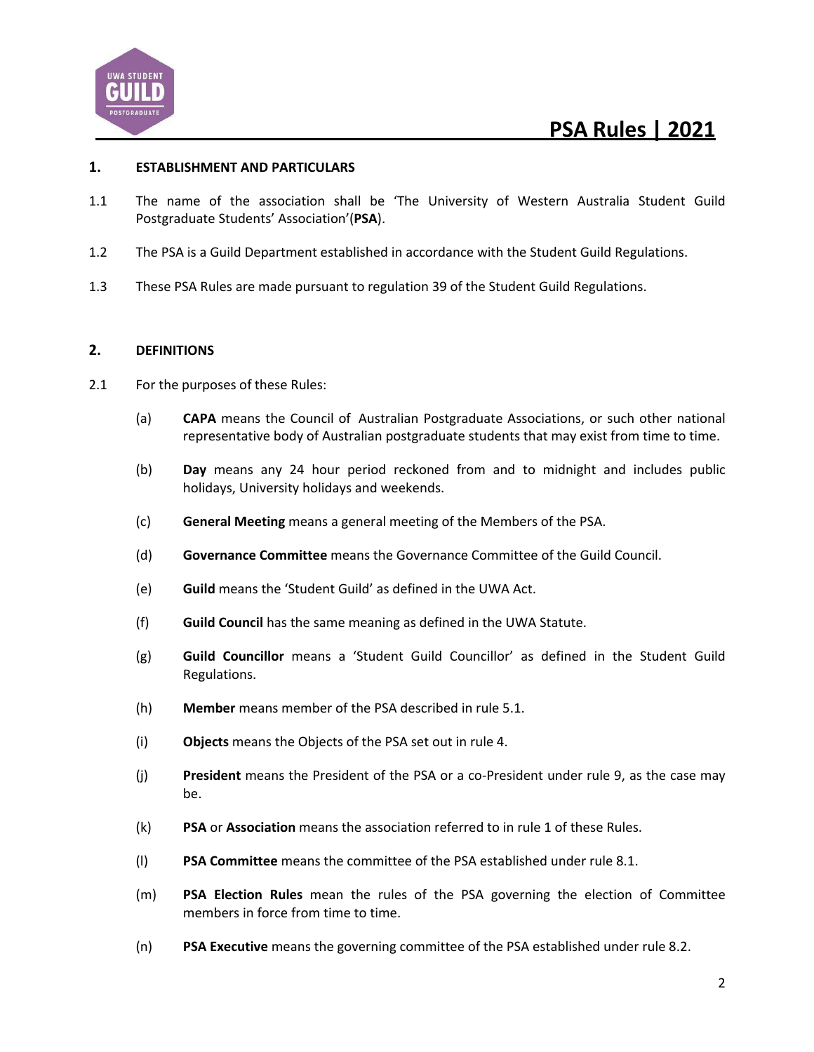## 1. ESTABLISHMENT AND PARTICULARS

1.1 The name of the association shall be 'The University of Western Australia Student Guild Postgraduate Students' Association'(**PSA**).

1.2 The PSA is a Guild Department established in accordance with the Student Guild Regulations.

1.3 These PSA Rules are made pursuant to regulation 39 of the Student Guild Regulations.

## 2. DEFINITIONS

2.1 For the purposes of these Rules:

(a) **CAPA** means the Council of Australian Postgraduate Associations, or such other national representative body of Australian postgraduate students that may exist from time to time.

(b) **Day** means any 24 hour period reckoned from and to midnight and includes public holidays, University holidays and weekends.

(c) **General Meeting** means a general meeting of the Members of the PSA.

(d) **Governance Committee** means the Governance Committee of the Guild Council.

(e) **Guild** means the 'Student Guild' as defined in the UWA Act.

(f) **Guild Council** has the same meaning as defined in the UWA Statute.

(g) **Guild Councillor** means a 'Student Guild Councillor' as defined in the Student Guild Regulations.

(h) **Member** means member of the PSA described in rule 5.1.

(i) **Objects** means the Objects of the PSA set out in rule 4.

(j) **President** means the President of the PSA or a co-President under rule 9, as the case may be.

(k) **PSA** or **Association** means the association referred to in rule 1 of these Rules.

(l) **PSA Committee** means the committee of the PSA established under rule 8.1.

(m) **PSA Election Rules** mean the rules of the PSA governing the election of Committee members in force from time to time.

(n) **PSA Executive** means the governing committee of the PSA established under rule 8.2.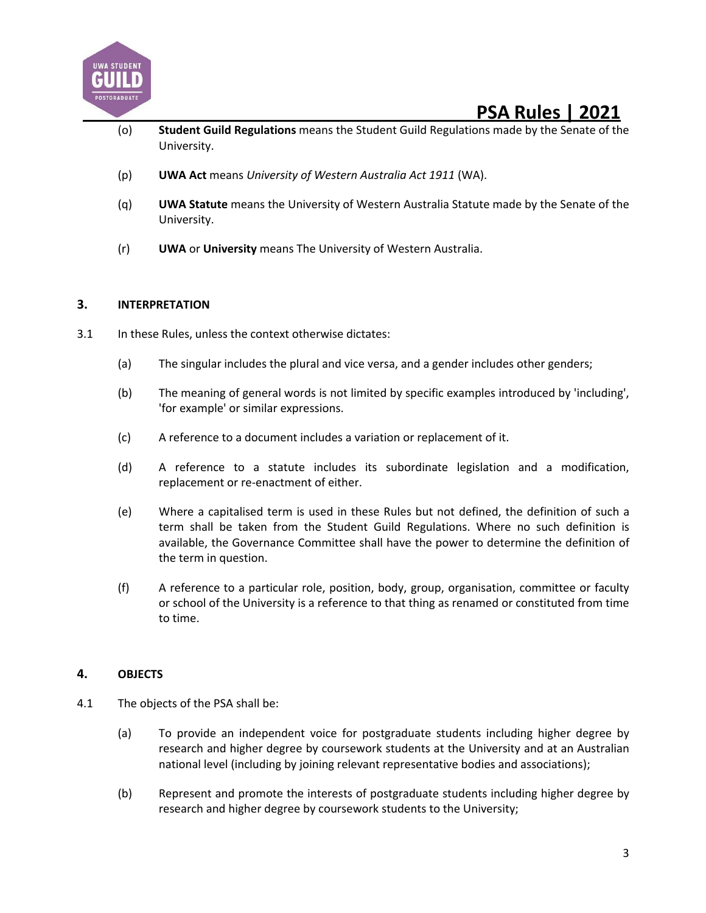(o) **Student Guild Regulations** means the Student Guild Regulations made by the Senate of the University.

(p) **UWA Act** means *University of Western Australia Act 1911* (WA).

(q) **UWA Statute** means the University of Western Australia Statute made by the Senate of the University.

(r) **UWA** or **University** means The University of Western Australia.

## 3. INTERPRETATION

3.1 In these Rules, unless the context otherwise dictates:

(a) The singular includes the plural and vice versa, and a gender includes other genders;

(b) The meaning of general words is not limited by specific examples introduced by 'including', 'for example' or similar expressions.

(c) A reference to a document includes a variation or replacement of it.

(d) A reference to a statute includes its subordinate legislation and a modification, replacement or re-enactment of either.

(e) Where a capitalised term is used in these Rules but not defined, the definition of such a term shall be taken from the Student Guild Regulations. Where no such definition is available, the Governance Committee shall have the power to determine the definition of the term in question.

(f) A reference to a particular role, position, body, group, organisation, committee or faculty or school of the University is a reference to that thing as renamed or constituted from time to time.

## 4. OBJECTS

4.1 The objects of the PSA shall be:

(a) To provide an independent voice for postgraduate students including higher degree by research and higher degree by coursework students at the University and at an Australian national level (including by joining relevant representative bodies and associations);

(b) Represent and promote the interests of postgraduate students including higher degree by research and higher degree by coursework students to the University;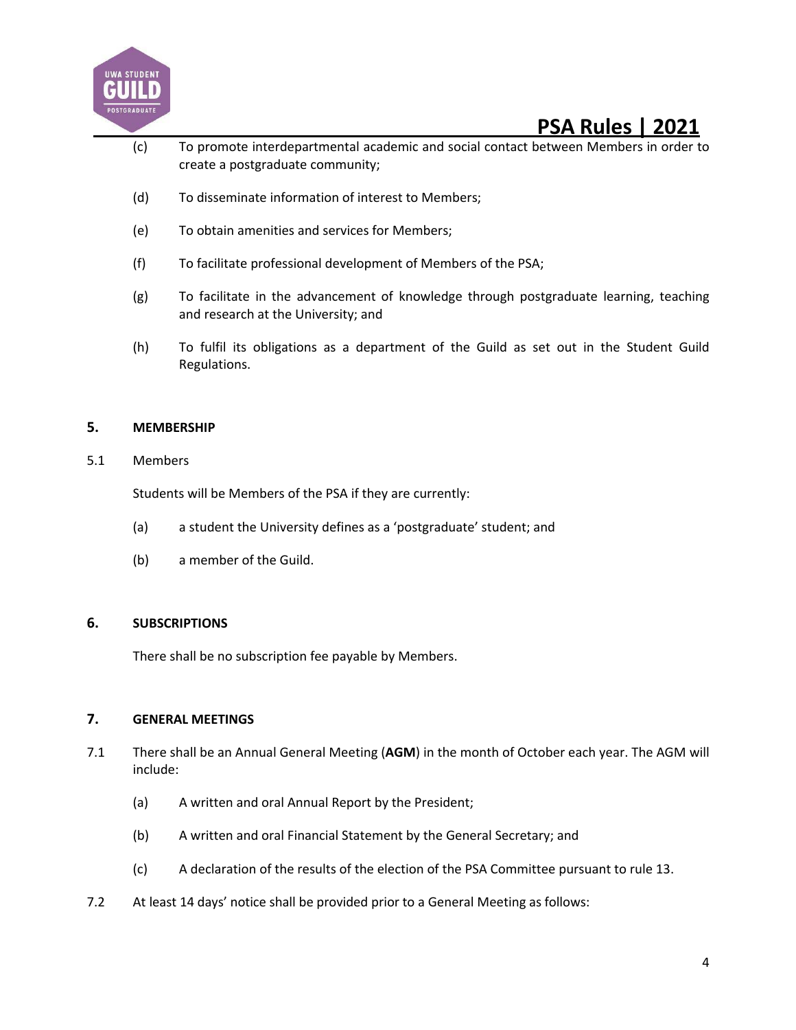(c) To promote interdepartmental academic and social contact between Members in order to create a postgraduate community;

(d) To disseminate information of interest to Members;

(e) To obtain amenities and services for Members;

(f) To facilitate professional development of Members of the PSA;

(g) To facilitate in the advancement of knowledge through postgraduate learning, teaching and research at the University; and

(h) To fulfil its obligations as a department of the Guild as set out in the Student Guild Regulations.

## 5. MEMBERSHIP

5.1 Members

Students will be Members of the PSA if they are currently:

(a) a student the University defines as a 'postgraduate' student; and

(b) a member of the Guild.

## 6. SUBSCRIPTIONS

There shall be no subscription fee payable by Members.

## 7. GENERAL MEETINGS

7.1 There shall be an Annual General Meeting (**AGM**) in the month of October each year. The AGM will include:

(a) A written and oral Annual Report by the President;

(b) A written and oral Financial Statement by the General Secretary; and

(c) A declaration of the results of the election of the PSA Committee pursuant to rule 13.

7.2 At least 14 days' notice shall be provided prior to a General Meeting as follows: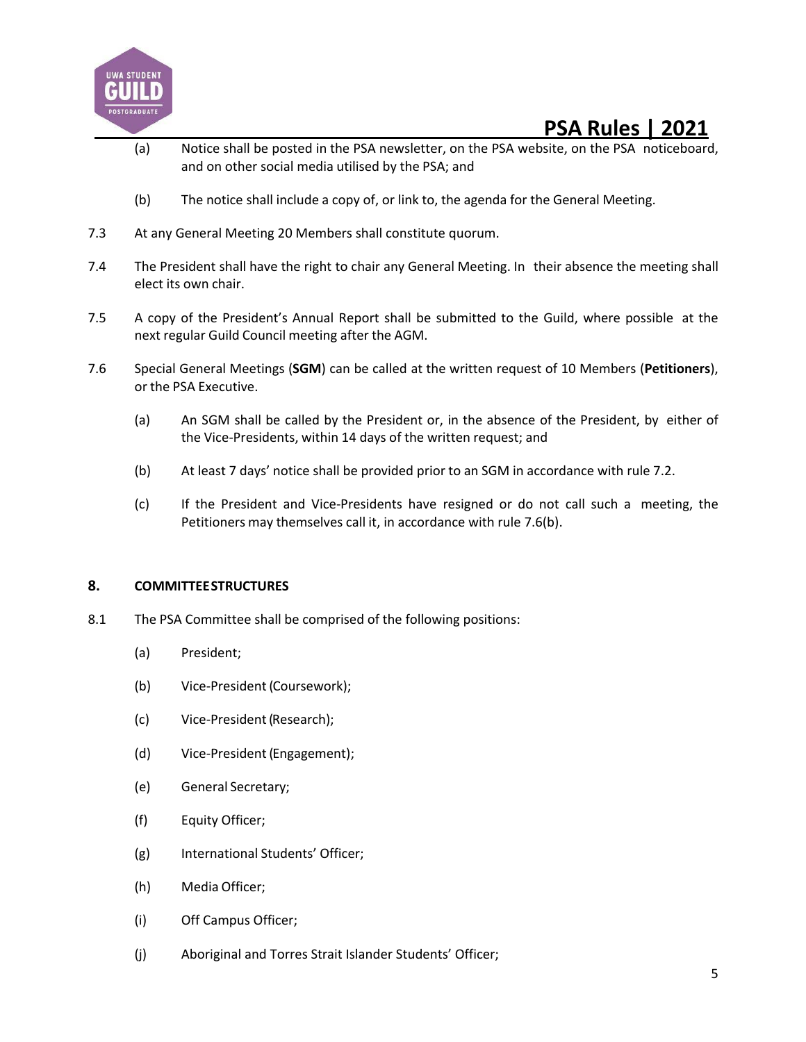(a) Notice shall be posted in the PSA newsletter, on the PSA website, on the PSA noticeboard, and on other social media utilised by the PSA; and

(b) The notice shall include a copy of, or link to, the agenda for the General Meeting.

7.3 At any General Meeting 20 Members shall constitute quorum.

7.4 The President shall have the right to chair any General Meeting. In their absence the meeting shall elect its own chair.

7.5 A copy of the President's Annual Report shall be submitted to the Guild, where possible at the next regular Guild Council meeting after the AGM.

7.6 Special General Meetings (**SGM**) can be called at the written request of 10 Members (**Petitioners**), or the PSA Executive.

(a) An SGM shall be called by the President or, in the absence of the President, by either of the Vice-Presidents, within 14 days of the written request; and

(b) At least 7 days' notice shall be provided prior to an SGM in accordance with rule 7.2.

(c) If the President and Vice-Presidents have resigned or do not call such a meeting, the Petitioners may themselves call it, in accordance with rule 7.6(b).

## 8. COMMITTEE STRUCTURES

8.1 The PSA Committee shall be comprised of the following positions:

(a) President;

(b) Vice-President (Coursework);

(c) Vice-President (Research);

(d) Vice-President (Engagement);

(e) General Secretary;

(f) Equity Officer;

(g) International Students' Officer;

(h) Media Officer;

(i) Off Campus Officer;

(j) Aboriginal and Torres Strait Islander Students' Officer;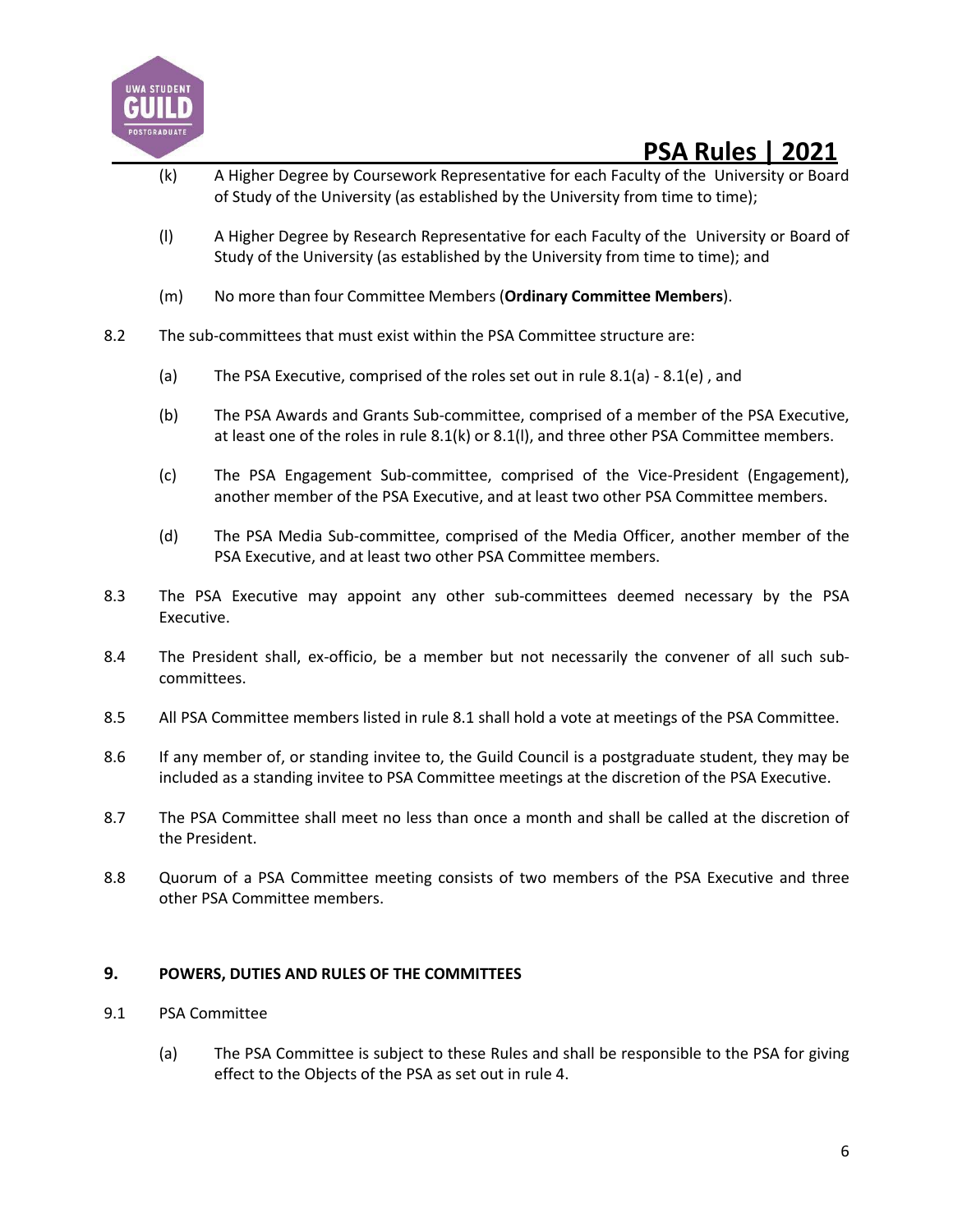(k) A Higher Degree by Coursework Representative for each Faculty of the University or Board of Study of the University (as established by the University from time to time);

(l) A Higher Degree by Research Representative for each Faculty of the University or Board of Study of the University (as established by the University from time to time); and

(m) No more than four Committee Members (**Ordinary Committee Members**).

8.2 The sub-committees that must exist within the PSA Committee structure are:

(a) The PSA Executive, comprised of the roles set out in rule 8.1(a) - 8.1(e) , and

(b) The PSA Awards and Grants Sub-committee, comprised of a member of the PSA Executive, at least one of the roles in rule 8.1(k) or 8.1(l), and three other PSA Committee members.

(c) The PSA Engagement Sub-committee, comprised of the Vice-President (Engagement), another member of the PSA Executive, and at least two other PSA Committee members.

(d) The PSA Media Sub-committee, comprised of the Media Officer, another member of the PSA Executive, and at least two other PSA Committee members.

8.3 The PSA Executive may appoint any other sub-committees deemed necessary by the PSA Executive.

8.4 The President shall, ex-officio, be a member but not necessarily the convener of all such sub-committees.

8.5 All PSA Committee members listed in rule 8.1 shall hold a vote at meetings of the PSA Committee.

8.6 If any member of, or standing invitee to, the Guild Council is a postgraduate student, they may be included as a standing invitee to PSA Committee meetings at the discretion of the PSA Executive.

8.7 The PSA Committee shall meet no less than once a month and shall be called at the discretion of the President.

8.8 Quorum of a PSA Committee meeting consists of two members of the PSA Executive and three other PSA Committee members.

## 9. POWERS, DUTIES AND RULES OF THE COMMITTEES

9.1 PSA Committee

(a) The PSA Committee is subject to these Rules and shall be responsible to the PSA for giving effect to the Objects of the PSA as set out in rule 4.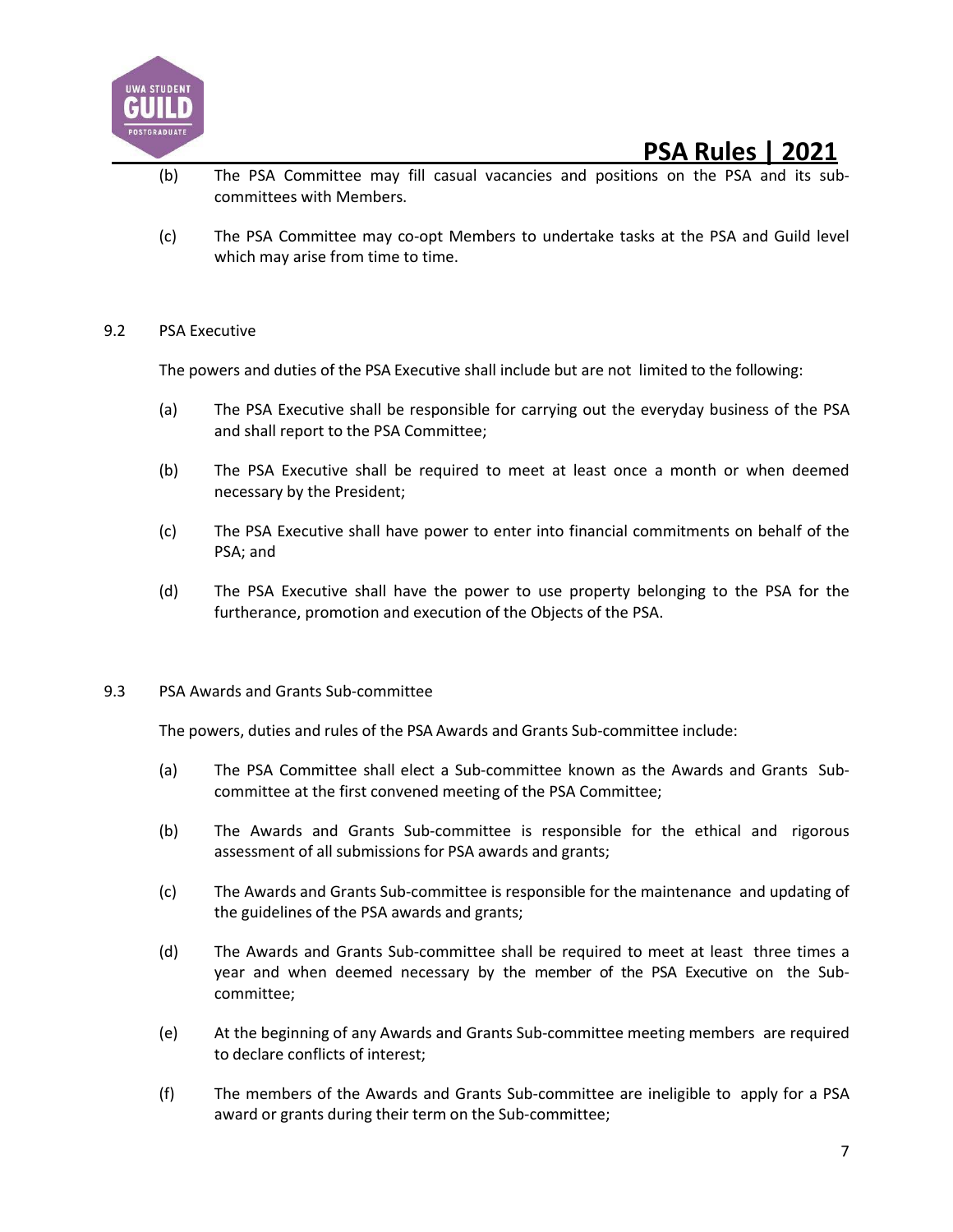(b) The PSA Committee may fill casual vacancies and positions on the PSA and its sub-committees with Members.

(c) The PSA Committee may co-opt Members to undertake tasks at the PSA and Guild level which may arise from time to time.

9.2 PSA Executive

The powers and duties of the PSA Executive shall include but are not limited to the following:

(a) The PSA Executive shall be responsible for carrying out the everyday business of the PSA and shall report to the PSA Committee;

(b) The PSA Executive shall be required to meet at least once a month or when deemed necessary by the President;

(c) The PSA Executive shall have power to enter into financial commitments on behalf of the PSA; and

(d) The PSA Executive shall have the power to use property belonging to the PSA for the furtherance, promotion and execution of the Objects of the PSA.

9.3 PSA Awards and Grants Sub-committee

The powers, duties and rules of the PSA Awards and Grants Sub-committee include:

(a) The PSA Committee shall elect a Sub-committee known as the Awards and Grants Sub-committee at the first convened meeting of the PSA Committee;

(b) The Awards and Grants Sub-committee is responsible for the ethical and rigorous assessment of all submissions for PSA awards and grants;

(c) The Awards and Grants Sub-committee is responsible for the maintenance and updating of the guidelines of the PSA awards and grants;

(d) The Awards and Grants Sub-committee shall be required to meet at least three times a year and when deemed necessary by the member of the PSA Executive on the Sub-committee;

(e) At the beginning of any Awards and Grants Sub-committee meeting members are required to declare conflicts of interest;

(f) The members of the Awards and Grants Sub-committee are ineligible to apply for a PSA award or grants during their term on the Sub-committee;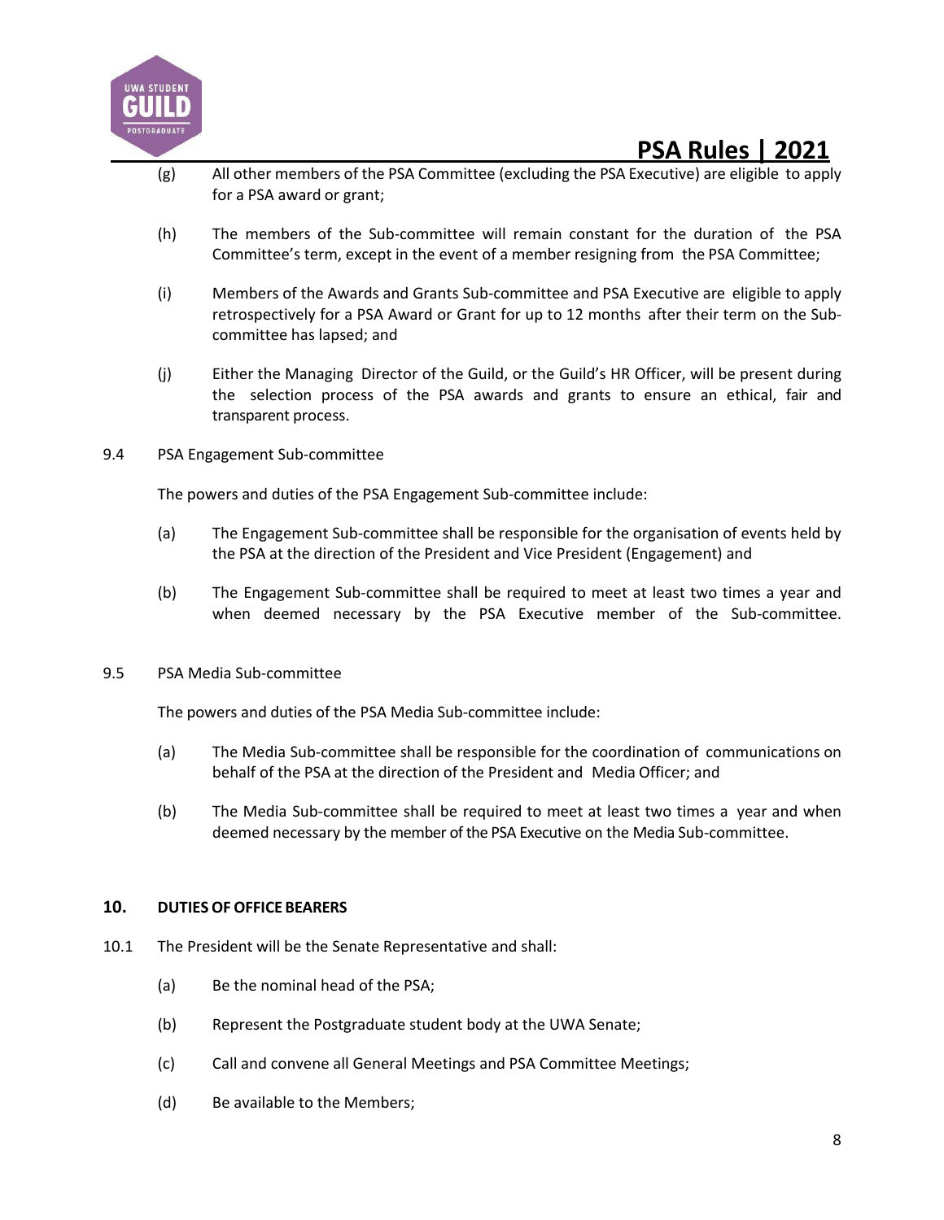(g) All other members of the PSA Committee (excluding the PSA Executive) are eligible to apply for a PSA award or grant;

(h) The members of the Sub-committee will remain constant for the duration of the PSA Committee's term, except in the event of a member resigning from the PSA Committee;

(i) Members of the Awards and Grants Sub-committee and PSA Executive are eligible to apply retrospectively for a PSA Award or Grant for up to 12 months after their term on the Sub-committee has lapsed; and

(j) Either the Managing Director of the Guild, or the Guild's HR Officer, will be present during the selection process of the PSA awards and grants to ensure an ethical, fair and transparent process.

9.4 PSA Engagement Sub-committee

The powers and duties of the PSA Engagement Sub-committee include:

(a) The Engagement Sub-committee shall be responsible for the organisation of events held by the PSA at the direction of the President and Vice President (Engagement) and

(b) The Engagement Sub-committee shall be required to meet at least two times a year and when deemed necessary by the PSA Executive member of the Sub-committee.

9.5 PSA Media Sub-committee

The powers and duties of the PSA Media Sub-committee include:

(a) The Media Sub-committee shall be responsible for the coordination of communications on behalf of the PSA at the direction of the President and Media Officer; and

(b) The Media Sub-committee shall be required to meet at least two times a year and when deemed necessary by the member of the PSA Executive on the Media Sub-committee.

## 10. DUTIES OF OFFICE BEARERS

10.1 The President will be the Senate Representative and shall:

(a) Be the nominal head of the PSA;

(b) Represent the Postgraduate student body at the UWA Senate;

(c) Call and convene all General Meetings and PSA Committee Meetings;

(d) Be available to the Members;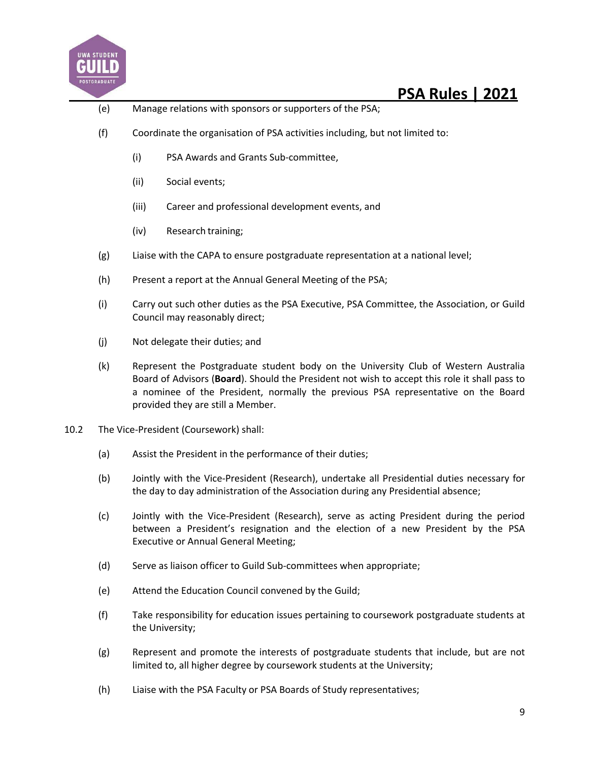(e) Manage relations with sponsors or supporters of the PSA;

(f) Coordinate the organisation of PSA activities including, but not limited to:

   (i) PSA Awards and Grants Sub-committee,

   (ii) Social events;

   (iii) Career and professional development events, and

   (iv) Research training;

(g) Liaise with the CAPA to ensure postgraduate representation at a national level;

(h) Present a report at the Annual General Meeting of the PSA;

(i) Carry out such other duties as the PSA Executive, PSA Committee, the Association, or Guild Council may reasonably direct;

(j) Not delegate their duties; and

(k) Represent the Postgraduate student body on the University Club of Western Australia Board of Advisors (**Board**). Should the President not wish to accept this role it shall pass to a nominee of the President, normally the previous PSA representative on the Board provided they are still a Member.

10.2 The Vice-President (Coursework) shall:

(a) Assist the President in the performance of their duties;

(b) Jointly with the Vice-President (Research), undertake all Presidential duties necessary for the day to day administration of the Association during any Presidential absence;

(c) Jointly with the Vice-President (Research), serve as acting President during the period between a President's resignation and the election of a new President by the PSA Executive or Annual General Meeting;

(d) Serve as liaison officer to Guild Sub-committees when appropriate;

(e) Attend the Education Council convened by the Guild;

(f) Take responsibility for education issues pertaining to coursework postgraduate students at the University;

(g) Represent and promote the interests of postgraduate students that include, but are not limited to, all higher degree by coursework students at the University;

(h) Liaise with the PSA Faculty or PSA Boards of Study representatives;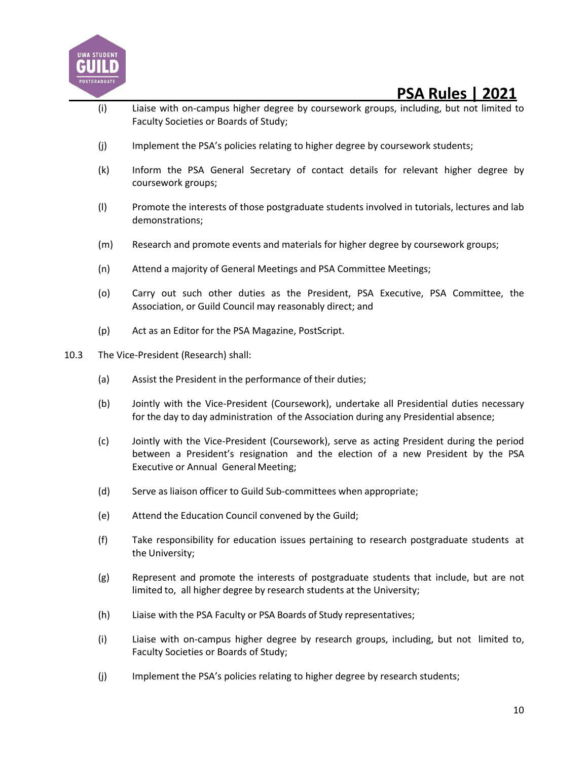(i) Liaise with on-campus higher degree by coursework groups, including, but not limited to Faculty Societies or Boards of Study;

(j) Implement the PSA's policies relating to higher degree by coursework students;

(k) Inform the PSA General Secretary of contact details for relevant higher degree by coursework groups;

(l) Promote the interests of those postgraduate students involved in tutorials, lectures and lab demonstrations;

(m) Research and promote events and materials for higher degree by coursework groups;

(n) Attend a majority of General Meetings and PSA Committee Meetings;

(o) Carry out such other duties as the President, PSA Executive, PSA Committee, the Association, or Guild Council may reasonably direct; and

(p) Act as an Editor for the PSA Magazine, PostScript.

10.3 The Vice-President (Research) shall:

(a) Assist the President in the performance of their duties;

(b) Jointly with the Vice-President (Coursework), undertake all Presidential duties necessary for the day to day administration of the Association during any Presidential absence;

(c) Jointly with the Vice-President (Coursework), serve as acting President during the period between a President's resignation and the election of a new President by the PSA Executive or Annual General Meeting;

(d) Serve as liaison officer to Guild Sub-committees when appropriate;

(e) Attend the Education Council convened by the Guild;

(f) Take responsibility for education issues pertaining to research postgraduate students at the University;

(g) Represent and promote the interests of postgraduate students that include, but are not limited to, all higher degree by research students at the University;

(h) Liaise with the PSA Faculty or PSA Boards of Study representatives;

(i) Liaise with on-campus higher degree by research groups, including, but not limited to, Faculty Societies or Boards of Study;

(j) Implement the PSA's policies relating to higher degree by research students;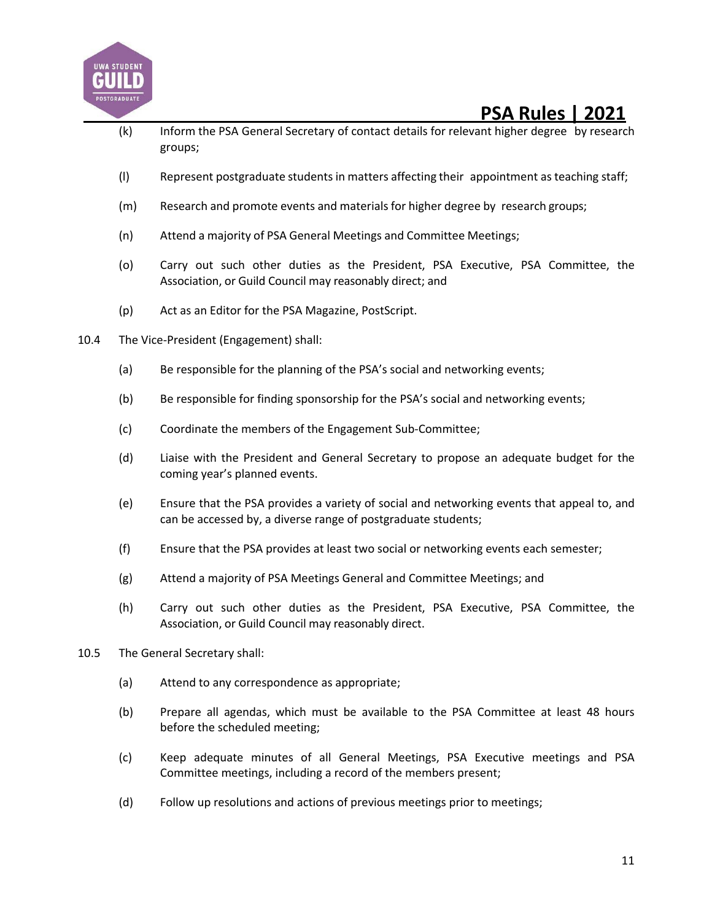(k) Inform the PSA General Secretary of contact details for relevant higher degree by research groups;

(l) Represent postgraduate students in matters affecting their appointment as teaching staff;

(m) Research and promote events and materials for higher degree by research groups;

(n) Attend a majority of PSA General Meetings and Committee Meetings;

(o) Carry out such other duties as the President, PSA Executive, PSA Committee, the Association, or Guild Council may reasonably direct; and

(p) Act as an Editor for the PSA Magazine, PostScript.

10.4 The Vice-President (Engagement) shall:

(a) Be responsible for the planning of the PSA's social and networking events;

(b) Be responsible for finding sponsorship for the PSA's social and networking events;

(c) Coordinate the members of the Engagement Sub-Committee;

(d) Liaise with the President and General Secretary to propose an adequate budget for the coming year's planned events.

(e) Ensure that the PSA provides a variety of social and networking events that appeal to, and can be accessed by, a diverse range of postgraduate students;

(f) Ensure that the PSA provides at least two social or networking events each semester;

(g) Attend a majority of PSA Meetings General and Committee Meetings; and

(h) Carry out such other duties as the President, PSA Executive, PSA Committee, the Association, or Guild Council may reasonably direct.

10.5 The General Secretary shall:

(a) Attend to any correspondence as appropriate;

(b) Prepare all agendas, which must be available to the PSA Committee at least 48 hours before the scheduled meeting;

(c) Keep adequate minutes of all General Meetings, PSA Executive meetings and PSA Committee meetings, including a record of the members present;

(d) Follow up resolutions and actions of previous meetings prior to meetings;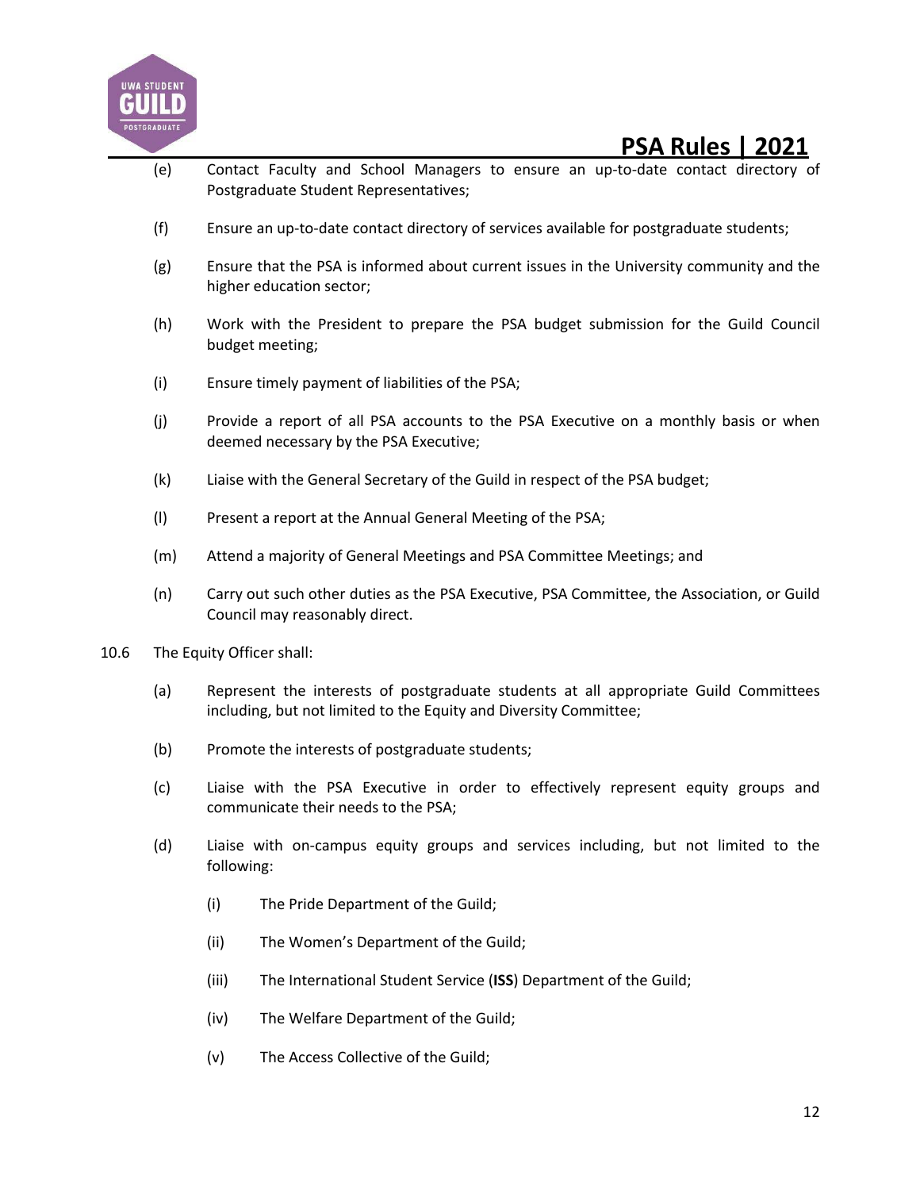(e) Contact Faculty and School Managers to ensure an up-to-date contact directory of Postgraduate Student Representatives;

(f) Ensure an up-to-date contact directory of services available for postgraduate students;

(g) Ensure that the PSA is informed about current issues in the University community and the higher education sector;

(h) Work with the President to prepare the PSA budget submission for the Guild Council budget meeting;

(i) Ensure timely payment of liabilities of the PSA;

(j) Provide a report of all PSA accounts to the PSA Executive on a monthly basis or when deemed necessary by the PSA Executive;

(k) Liaise with the General Secretary of the Guild in respect of the PSA budget;

(l) Present a report at the Annual General Meeting of the PSA;

(m) Attend a majority of General Meetings and PSA Committee Meetings; and

(n) Carry out such other duties as the PSA Executive, PSA Committee, the Association, or Guild Council may reasonably direct.

10.6 The Equity Officer shall:

(a) Represent the interests of postgraduate students at all appropriate Guild Committees including, but not limited to the Equity and Diversity Committee;

(b) Promote the interests of postgraduate students;

(c) Liaise with the PSA Executive in order to effectively represent equity groups and communicate their needs to the PSA;

(d) Liaise with on-campus equity groups and services including, but not limited to the following:

(i) The Pride Department of the Guild;

(ii) The Women's Department of the Guild;

(iii) The International Student Service (**ISS**) Department of the Guild;

(iv) The Welfare Department of the Guild;

(v) The Access Collective of the Guild;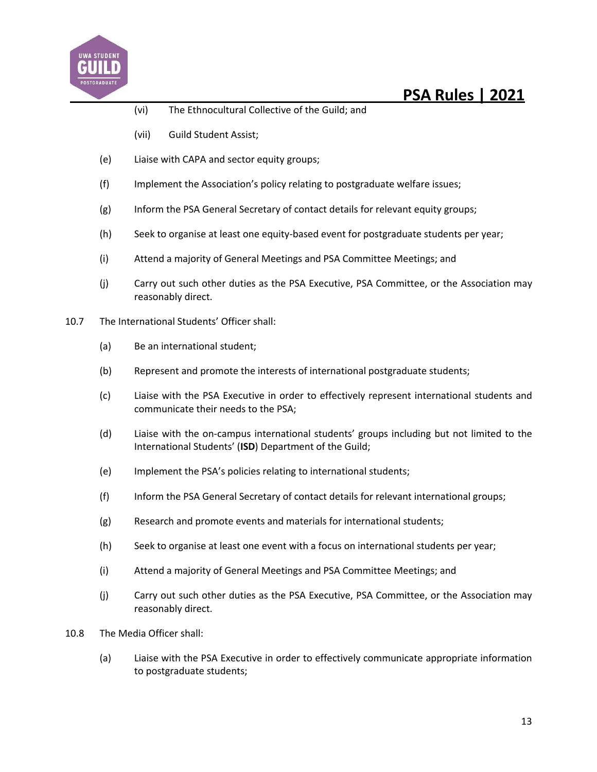(vi) The Ethnocultural Collective of the Guild; and

(vii) Guild Student Assist;

(e) Liaise with CAPA and sector equity groups;

(f) Implement the Association's policy relating to postgraduate welfare issues;

(g) Inform the PSA General Secretary of contact details for relevant equity groups;

(h) Seek to organise at least one equity-based event for postgraduate students per year;

(i) Attend a majority of General Meetings and PSA Committee Meetings; and

(j) Carry out such other duties as the PSA Executive, PSA Committee, or the Association may reasonably direct.

10.7 The International Students' Officer shall:

(a) Be an international student;

(b) Represent and promote the interests of international postgraduate students;

(c) Liaise with the PSA Executive in order to effectively represent international students and communicate their needs to the PSA;

(d) Liaise with the on-campus international students' groups including but not limited to the International Students' (**ISD**) Department of the Guild;

(e) Implement the PSA's policies relating to international students;

(f) Inform the PSA General Secretary of contact details for relevant international groups;

(g) Research and promote events and materials for international students;

(h) Seek to organise at least one event with a focus on international students per year;

(i) Attend a majority of General Meetings and PSA Committee Meetings; and

(j) Carry out such other duties as the PSA Executive, PSA Committee, or the Association may reasonably direct.

10.8 The Media Officer shall:

(a) Liaise with the PSA Executive in order to effectively communicate appropriate information to postgraduate students;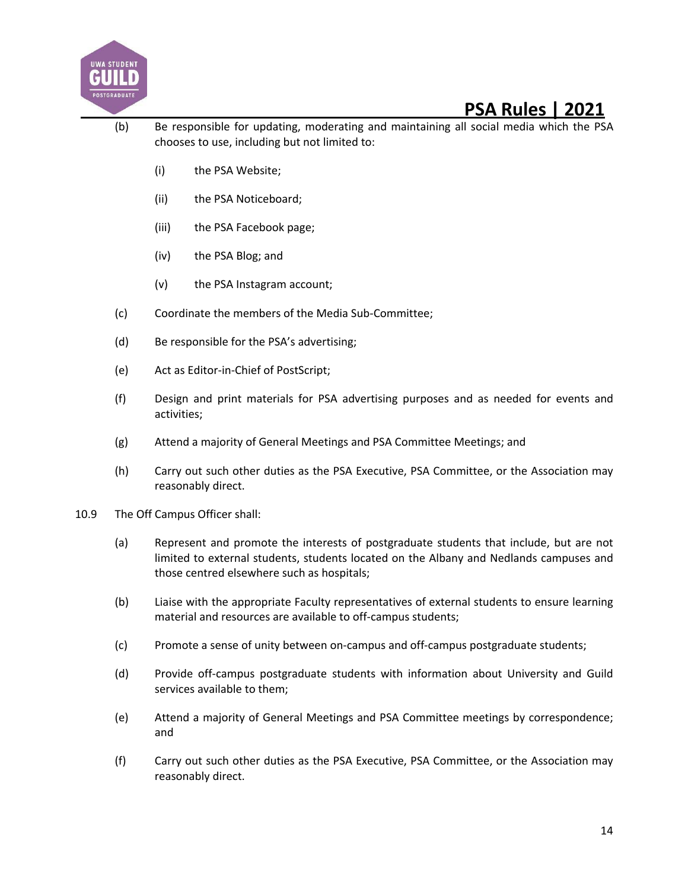(b) Be responsible for updating, moderating and maintaining all social media which the PSA chooses to use, including but not limited to:

  (i) the PSA Website;

  (ii) the PSA Noticeboard;

  (iii) the PSA Facebook page;

  (iv) the PSA Blog; and

  (v) the PSA Instagram account;

(c) Coordinate the members of the Media Sub-Committee;

(d) Be responsible for the PSA's advertising;

(e) Act as Editor-in-Chief of PostScript;

(f) Design and print materials for PSA advertising purposes and as needed for events and activities;

(g) Attend a majority of General Meetings and PSA Committee Meetings; and

(h) Carry out such other duties as the PSA Executive, PSA Committee, or the Association may reasonably direct.

10.9 The Off Campus Officer shall:

(a) Represent and promote the interests of postgraduate students that include, but are not limited to external students, students located on the Albany and Nedlands campuses and those centred elsewhere such as hospitals;

(b) Liaise with the appropriate Faculty representatives of external students to ensure learning material and resources are available to off-campus students;

(c) Promote a sense of unity between on-campus and off-campus postgraduate students;

(d) Provide off-campus postgraduate students with information about University and Guild services available to them;

(e) Attend a majority of General Meetings and PSA Committee meetings by correspondence; and

(f) Carry out such other duties as the PSA Executive, PSA Committee, or the Association may reasonably direct.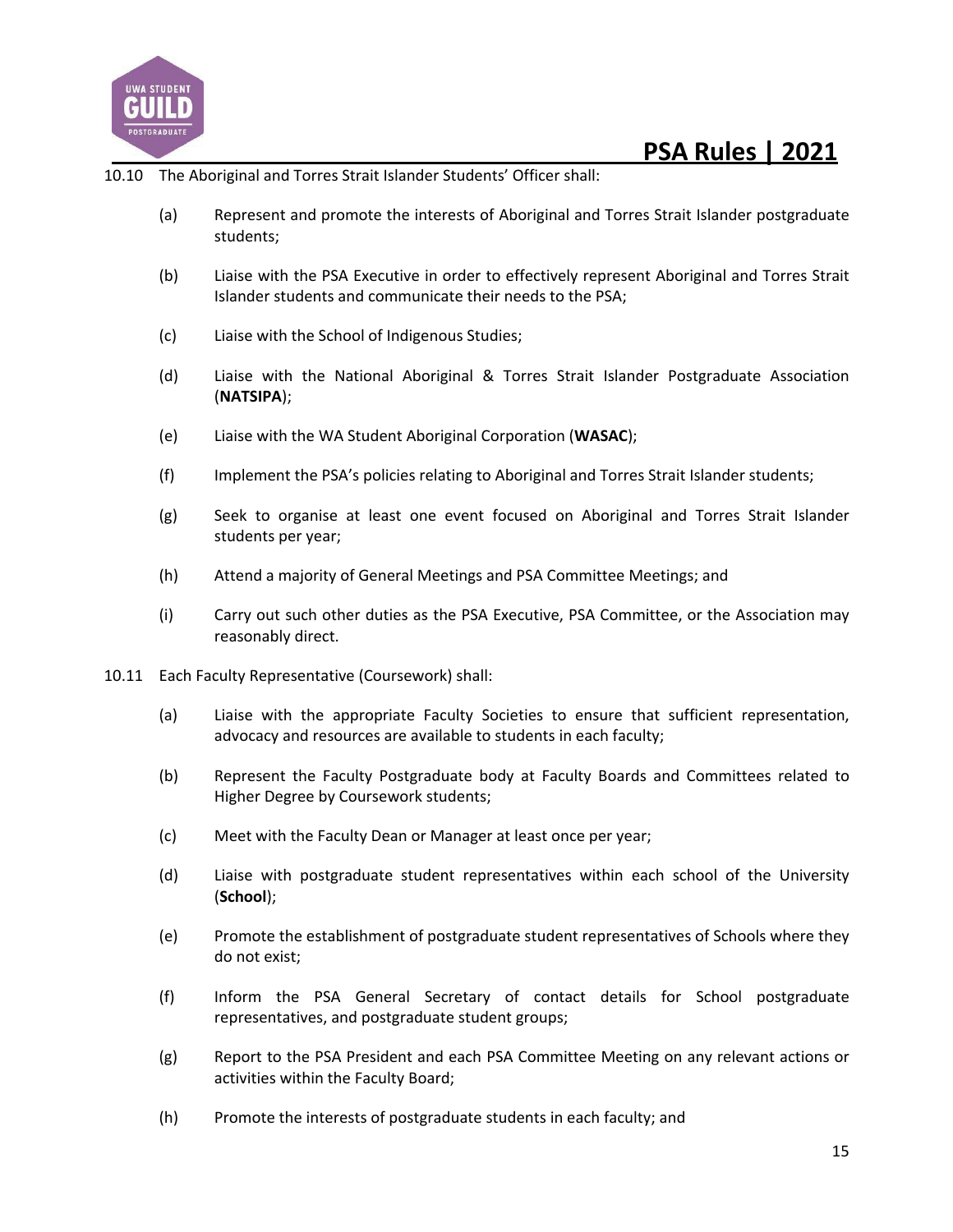10.10 The Aboriginal and Torres Strait Islander Students' Officer shall:

(a) Represent and promote the interests of Aboriginal and Torres Strait Islander postgraduate students;

(b) Liaise with the PSA Executive in order to effectively represent Aboriginal and Torres Strait Islander students and communicate their needs to the PSA;

(c) Liaise with the School of Indigenous Studies;

(d) Liaise with the National Aboriginal & Torres Strait Islander Postgraduate Association (**NATSIPA**);

(e) Liaise with the WA Student Aboriginal Corporation (**WASAC**);

(f) Implement the PSA's policies relating to Aboriginal and Torres Strait Islander students;

(g) Seek to organise at least one event focused on Aboriginal and Torres Strait Islander students per year;

(h) Attend a majority of General Meetings and PSA Committee Meetings; and

(i) Carry out such other duties as the PSA Executive, PSA Committee, or the Association may reasonably direct.

10.11 Each Faculty Representative (Coursework) shall:

(a) Liaise with the appropriate Faculty Societies to ensure that sufficient representation, advocacy and resources are available to students in each faculty;

(b) Represent the Faculty Postgraduate body at Faculty Boards and Committees related to Higher Degree by Coursework students;

(c) Meet with the Faculty Dean or Manager at least once per year;

(d) Liaise with postgraduate student representatives within each school of the University (**School**);

(e) Promote the establishment of postgraduate student representatives of Schools where they do not exist;

(f) Inform the PSA General Secretary of contact details for School postgraduate representatives, and postgraduate student groups;

(g) Report to the PSA President and each PSA Committee Meeting on any relevant actions or activities within the Faculty Board;

(h) Promote the interests of postgraduate students in each faculty; and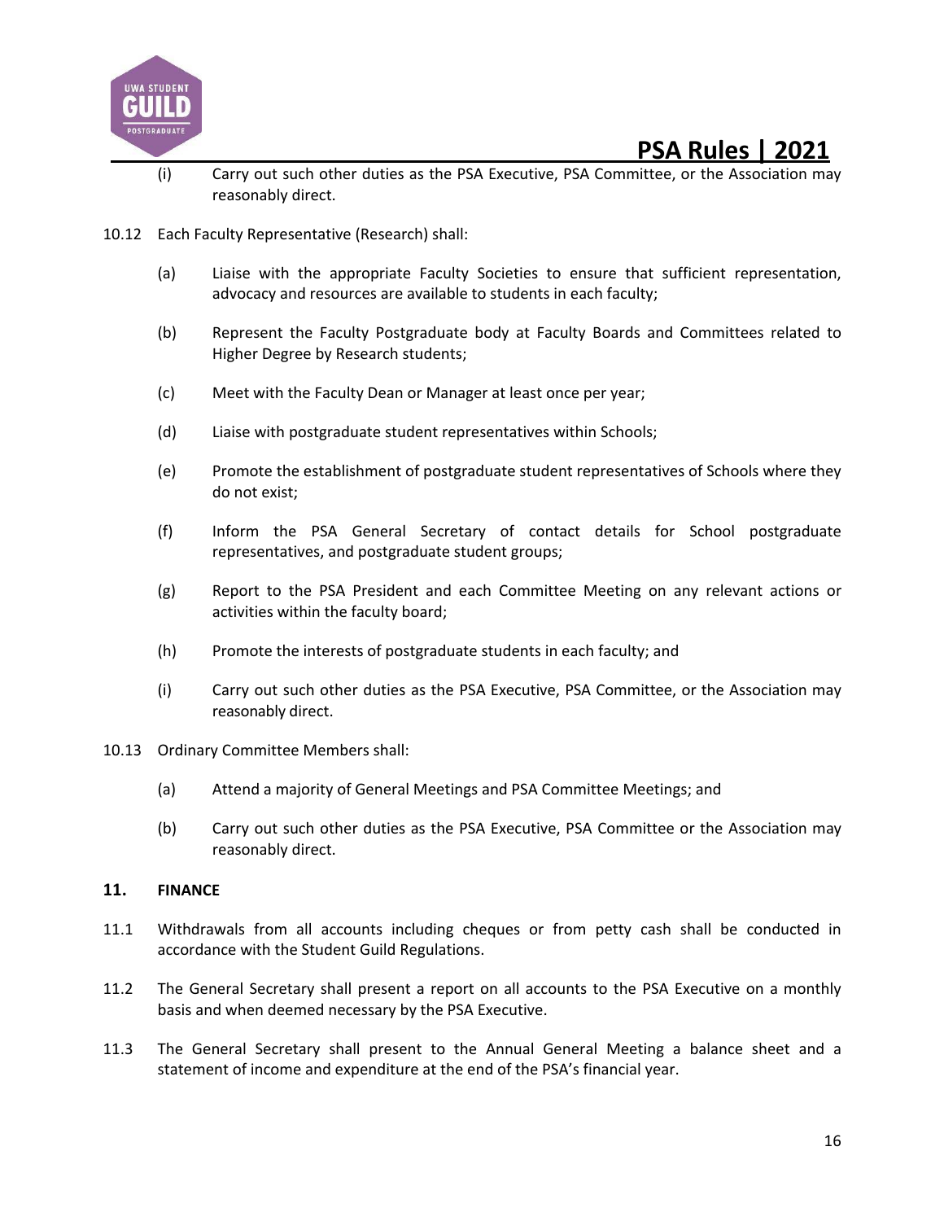(i) Carry out such other duties as the PSA Executive, PSA Committee, or the Association may reasonably direct.

10.12 Each Faculty Representative (Research) shall:

(a) Liaise with the appropriate Faculty Societies to ensure that sufficient representation, advocacy and resources are available to students in each faculty;

(b) Represent the Faculty Postgraduate body at Faculty Boards and Committees related to Higher Degree by Research students;

(c) Meet with the Faculty Dean or Manager at least once per year;

(d) Liaise with postgraduate student representatives within Schools;

(e) Promote the establishment of postgraduate student representatives of Schools where they do not exist;

(f) Inform the PSA General Secretary of contact details for School postgraduate representatives, and postgraduate student groups;

(g) Report to the PSA President and each Committee Meeting on any relevant actions or activities within the faculty board;

(h) Promote the interests of postgraduate students in each faculty; and

(i) Carry out such other duties as the PSA Executive, PSA Committee, or the Association may reasonably direct.

10.13 Ordinary Committee Members shall:

(a) Attend a majority of General Meetings and PSA Committee Meetings; and

(b) Carry out such other duties as the PSA Executive, PSA Committee or the Association may reasonably direct.

## 11. FINANCE

11.1 Withdrawals from all accounts including cheques or from petty cash shall be conducted in accordance with the Student Guild Regulations.

11.2 The General Secretary shall present a report on all accounts to the PSA Executive on a monthly basis and when deemed necessary by the PSA Executive.

11.3 The General Secretary shall present to the Annual General Meeting a balance sheet and a statement of income and expenditure at the end of the PSA's financial year.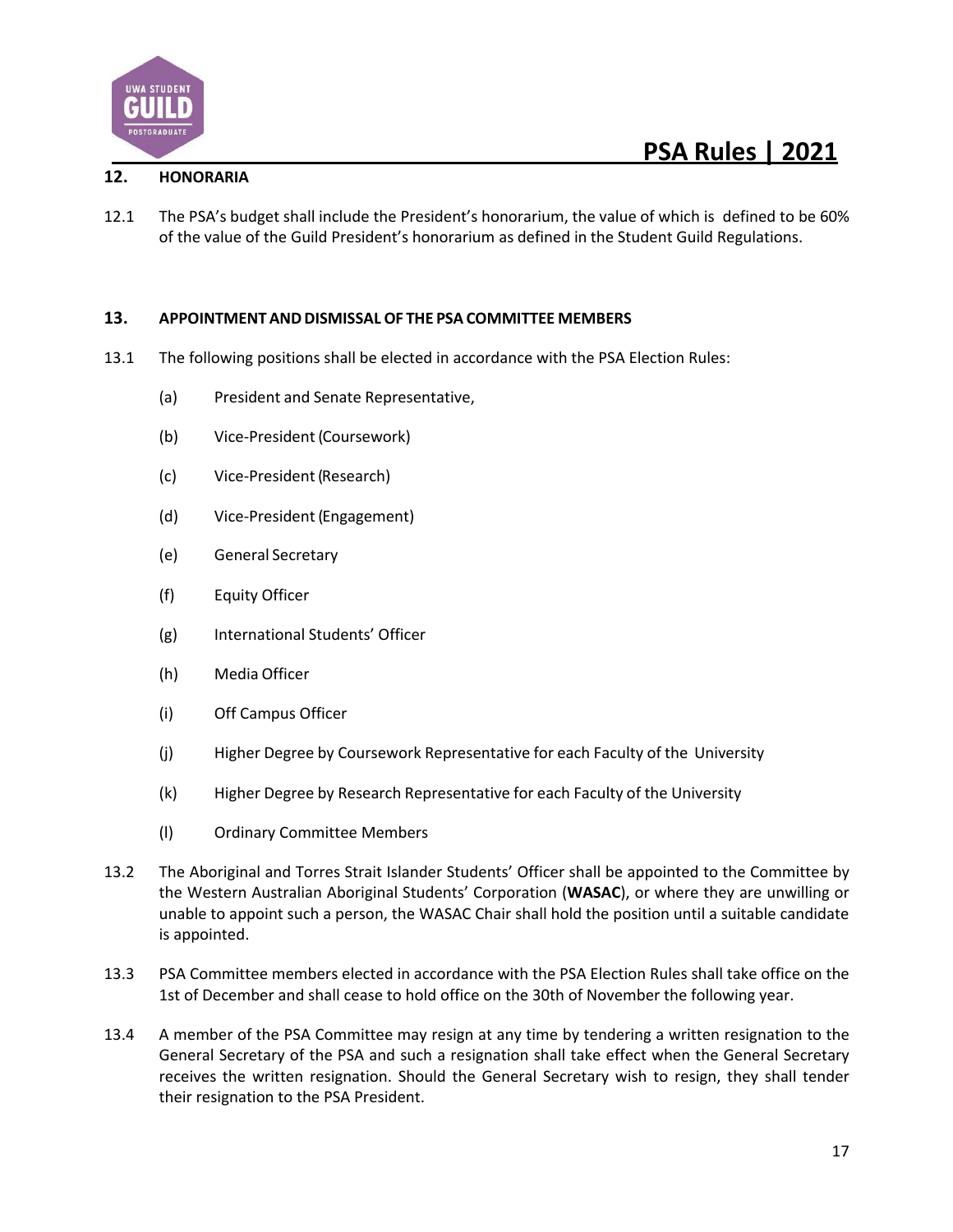## 12. HONORARIA

12.1 The PSA's budget shall include the President's honorarium, the value of which is defined to be 60% of the value of the Guild President's honorarium as defined in the Student Guild Regulations.

## 13. APPOINTMENT AND DISMISSAL OF THE PSA COMMITTEE MEMBERS

13.1 The following positions shall be elected in accordance with the PSA Election Rules:

- (a) President and Senate Representative,
- (b) Vice-President (Coursework)
- (c) Vice-President (Research)
- (d) Vice-President (Engagement)
- (e) General Secretary
- (f) Equity Officer
- (g) International Students' Officer
- (h) Media Officer
- (i) Off Campus Officer
- (j) Higher Degree by Coursework Representative for each Faculty of the University
- (k) Higher Degree by Research Representative for each Faculty of the University
- (l) Ordinary Committee Members

13.2 The Aboriginal and Torres Strait Islander Students' Officer shall be appointed to the Committee by the Western Australian Aboriginal Students' Corporation (**WASAC**), or where they are unwilling or unable to appoint such a person, the WASAC Chair shall hold the position until a suitable candidate is appointed.

13.3 PSA Committee members elected in accordance with the PSA Election Rules shall take office on the 1st of December and shall cease to hold office on the 30th of November the following year.

13.4 A member of the PSA Committee may resign at any time by tendering a written resignation to the General Secretary of the PSA and such a resignation shall take effect when the General Secretary receives the written resignation. Should the General Secretary wish to resign, they shall tender their resignation to the PSA President.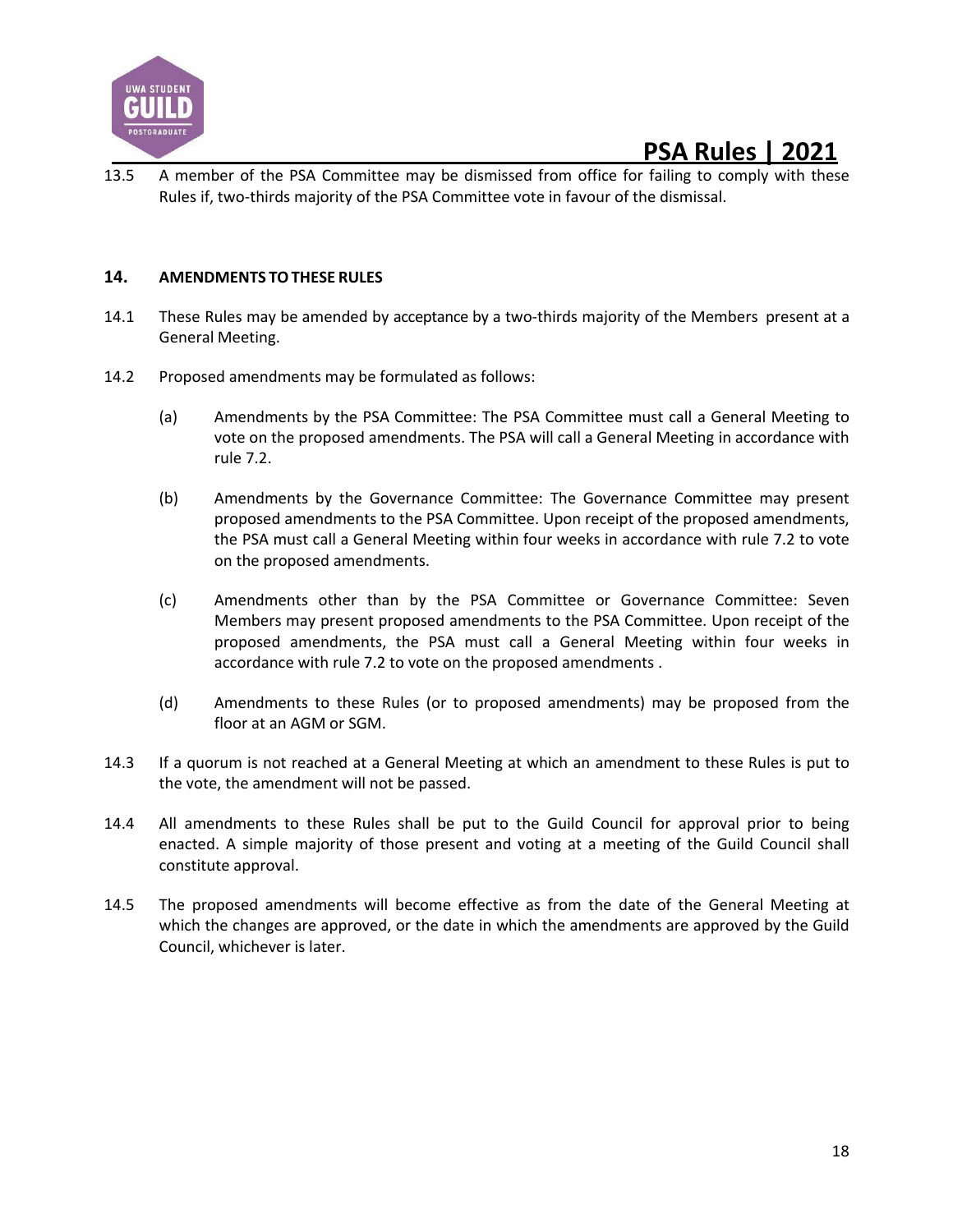13.5 A member of the PSA Committee may be dismissed from office for failing to comply with these Rules if, two-thirds majority of the PSA Committee vote in favour of the dismissal.

## 14. AMENDMENTS TO THESE RULES

14.1 These Rules may be amended by acceptance by a two-thirds majority of the Members present at a General Meeting.

14.2 Proposed amendments may be formulated as follows:

(a) Amendments by the PSA Committee: The PSA Committee must call a General Meeting to vote on the proposed amendments. The PSA will call a General Meeting in accordance with rule 7.2.

(b) Amendments by the Governance Committee: The Governance Committee may present proposed amendments to the PSA Committee. Upon receipt of the proposed amendments, the PSA must call a General Meeting within four weeks in accordance with rule 7.2 to vote on the proposed amendments.

(c) Amendments other than by the PSA Committee or Governance Committee: Seven Members may present proposed amendments to the PSA Committee. Upon receipt of the proposed amendments, the PSA must call a General Meeting within four weeks in accordance with rule 7.2 to vote on the proposed amendments .

(d) Amendments to these Rules (or to proposed amendments) may be proposed from the floor at an AGM or SGM.

14.3 If a quorum is not reached at a General Meeting at which an amendment to these Rules is put to the vote, the amendment will not be passed.

14.4 All amendments to these Rules shall be put to the Guild Council for approval prior to being enacted. A simple majority of those present and voting at a meeting of the Guild Council shall constitute approval.

14.5 The proposed amendments will become effective as from the date of the General Meeting at which the changes are approved, or the date in which the amendments are approved by the Guild Council, whichever is later.